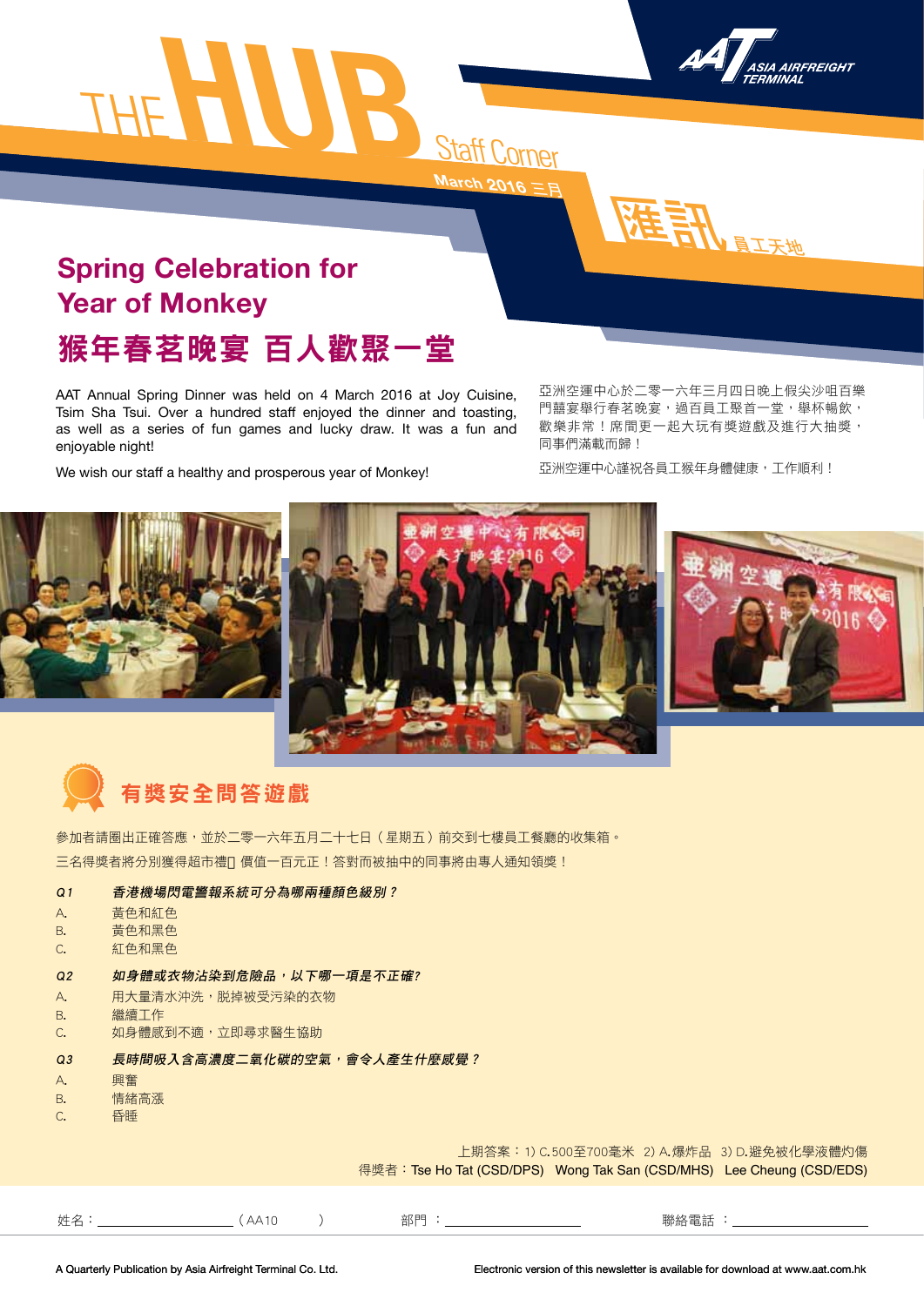# THE HUB Staff Corner

March 2016 三月

匯訊 員工天地

## Spring Celebration for Year of Monkey

## 猴年春茗晚宴 百人歡聚一堂

AAT Annual Spring Dinner was held on 4 March 2016 at Joy Cuisine, Tsim Sha Tsui. Over a hundred staff enjoyed the dinner and toasting, as well as a series of fun games and lucky draw. It was a fun and enjoyable night!

We wish our staff a healthy and prosperous year of Monkey!

亞洲空運中心於二零一六年三月四日晚上假尖沙咀百樂門囍宴舉行春茗晚宴，過百員工聚首一堂，舉杯暢飲，歡樂非常！席間更一起大玩有獎遊戲及進行大抽獎，同事們滿載而歸！

亞洲空運中心謹祝各員工猴年身體健康，工作順利！

## 有獎安全問答遊戲

參加者請圈出正確答應，並於二零一六年五月二十七日（星期五）前交到七樓員工餐廳的收集箱。

三名得獎者將分別獲得超市禮▯ 價值一百元正！答對而被抽中的同事將由專人通知領獎！

***Q1 香港機場閃電警報系統可分為哪兩種顏色級別？***

A. 黃色和紅色
B. 黃色和黑色
C. 紅色和黑色

***Q2 如身體或衣物沾染到危險品，以下哪一項是不正確?***

A. 用大量清水沖洗，脫掉被受污染的衣物
B. 繼續工作
C. 如身體感到不適，立即尋求醫生協助

***Q3 長時間吸入含高濃度二氧化碳的空氣，會令人產生什麼感覺？***

A. 興奮
B. 情緒高漲
C. 昏睡

上期答案：1) C.500至700毫米 2) A.爆炸品 3) D.避免被化學液體灼傷

得獎者：Tse Ho Tat (CSD/DPS) Wong Tak San (CSD/MHS) Lee Cheung (CSD/EDS)

姓名：\_\_\_\_\_\_\_\_\_\_\_\_\_\_\_\_（AA10 ） 部門：\_\_\_\_\_\_\_\_\_\_\_\_\_\_\_\_ 聯絡電話：\_\_\_\_\_\_\_\_\_\_\_\_\_\_\_\_

A Quarterly Publication by Asia Airfreight Terminal Co. Ltd.

Electronic version of this newsletter is available for download at www.aat.com.hk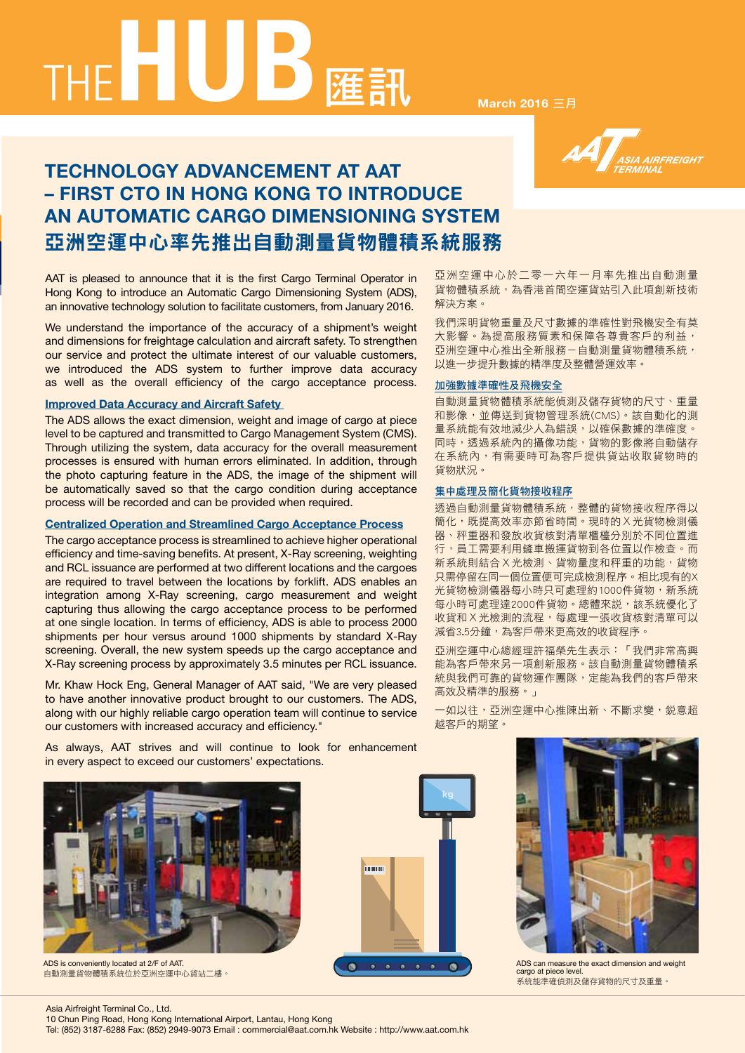# THE HUB 匯訊

March 2016 三月

## TECHNOLOGY ADVANCEMENT AT AAT – FIRST CTO IN HONG KONG TO INTRODUCE AN AUTOMATIC CARGO DIMENSIONING SYSTEM
## 亞洲空運中心率先推出自動測量貨物體積系統服務

AAT is pleased to announce that it is the first Cargo Terminal Operator in Hong Kong to introduce an Automatic Cargo Dimensioning System (ADS), an innovative technology solution to facilitate customers, from January 2016.

We understand the importance of the accuracy of a shipment's weight and dimensions for freightage calculation and aircraft safety. To strengthen our service and protect the ultimate interest of our valuable customers, we introduced the ADS system to further improve data accuracy as well as the overall efficiency of the cargo acceptance process.

### Improved Data Accuracy and Aircraft Safety

The ADS allows the exact dimension, weight and image of cargo at piece level to be captured and transmitted to Cargo Management System (CMS). Through utilizing the system, data accuracy for the overall measurement processes is ensured with human errors eliminated. In addition, through the photo capturing feature in the ADS, the image of the shipment will be automatically saved so that the cargo condition during acceptance process will be recorded and can be provided when required.

### Centralized Operation and Streamlined Cargo Acceptance Process

The cargo acceptance process is streamlined to achieve higher operational efficiency and time-saving benefits. At present, X-Ray screening, weighting and RCL issuance are performed at two different locations and the cargoes are required to travel between the locations by forklift. ADS enables an integration among X-Ray screening, cargo measurement and weight capturing thus allowing the cargo acceptance process to be performed at one single location. In terms of efficiency, ADS is able to process 2000 shipments per hour versus around 1000 shipments by standard X-Ray screening. Overall, the new system speeds up the cargo acceptance and X-Ray screening process by approximately 3.5 minutes per RCL issuance.

Mr. Khaw Hock Eng, General Manager of AAT said, "We are very pleased to have another innovative product brought to our customers. The ADS, along with our highly reliable cargo operation team will continue to service our customers with increased accuracy and efficiency."

As always, AAT strives and will continue to look for enhancement in every aspect to exceed our customers' expectations.

亞洲空運中心於二零一六年一月率先推出自動測量貨物體積系統，為香港首間空運貨站引入此項創新技術解決方案。

我們深明貨物重量及尺寸數據的準確性對飛機安全有莫大影響。為提高服務質素和保障各尊貴客戶的利益，亞洲空運中心推出全新服務－自動測量貨物體積系統，以進一步提升數據的精準度及整體營運效率。

### 加強數據準確性及飛機安全

自動測量貨物體積系統能偵測及儲存貨物的尺寸、重量和影像，並傳送到貨物管理系統(CMS)。該自動化的測量系統能有效地減少人為錯誤，以確保數據的準確度。同時，透過系統內的攝像功能，貨物的影像將自動儲存在系統內，有需要時可為客戶提供貨站收取貨物時的貨物狀況。

### 集中處理及簡化貨物接收程序

透過自動測量貨物體積系統，整體的貨物接收程序得以簡化，既提高效率亦節省時間。現時的Ｘ光貨物檢測儀器、秤重器和發放收貨核對清單櫃檯分別於不同位置進行，員工需要利用鏟車搬運貨物到各位置以作檢查。而新系統則結合Ｘ光檢測、貨物量度和秤重的功能，貨物只需停留在同一個位置便可完成檢測程序。相比現有的Ｘ光貨物檢測儀器每小時只可處理約1000件貨物，新系統每小時可處理達2000件貨物。總體來說，該系統優化了收貨和Ｘ光檢測的流程，每處理一張收貨核對清單可以減省3.5分鐘，為客戶帶來更高效的收貨程序。

亞洲空運中心總經理許福榮先生表示：「我們非常高興能為客戶帶來另一項創新服務。該自動測量貨物體積系統與我們可靠的貨物運作團隊，定能為我們的客戶帶來高效及精準的服務。」

一如以往，亞洲空運中心推陳出新、不斷求變，銳意超越客戶的期望。

ADS is conveniently located at 2/F of AAT.
自動測量貨物體積系統位於亞洲空運中心貨站二樓。

ADS can measure the exact dimension and weight cargo at piece level.
系統能準確偵測及儲存貨物的尺寸及重量。

Asia Airfreight Terminal Co., Ltd.
10 Chun Ping Road, Hong Kong International Airport, Lantau, Hong Kong
Tel: (852) 3187-6288 Fax: (852) 2949-9073 Email : commercial@aat.com.hk Website : http://www.aat.com.hk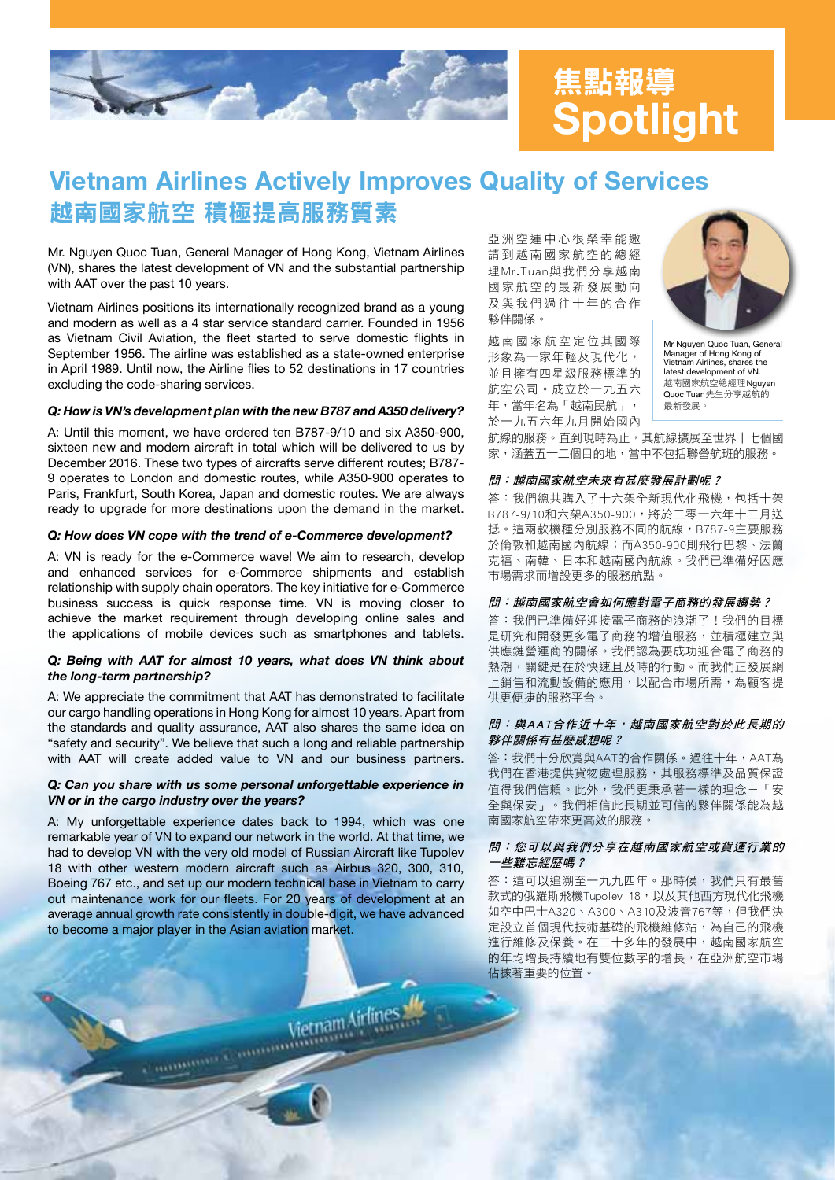# 焦點報導 Spotlight

## Vietnam Airlines Actively Improves Quality of Services

## 越南國家航空 積極提高服務質素

Mr. Nguyen Quoc Tuan, General Manager of Hong Kong, Vietnam Airlines (VN), shares the latest development of VN and the substantial partnership with AAT over the past 10 years.

Vietnam Airlines positions its internationally recognized brand as a young and modern as well as a 4 star service standard carrier. Founded in 1956 as Vietnam Civil Aviation, the fleet started to serve domestic flights in September 1956. The airline was established as a state-owned enterprise in April 1989. Until now, the Airline flies to 52 destinations in 17 countries excluding the code-sharing services.

***Q: How is VN's development plan with the new B787 and A350 delivery?***

A: Until this moment, we have ordered ten B787-9/10 and six A350-900, sixteen new and modern aircraft in total which will be delivered to us by December 2016. These two types of aircrafts serve different routes; B787-9 operates to London and domestic routes, while A350-900 operates to Paris, Frankfurt, South Korea, Japan and domestic routes. We are always ready to upgrade for more destinations upon the demand in the market.

***Q: How does VN cope with the trend of e-Commerce development?***

A: VN is ready for the e-Commerce wave! We aim to research, develop and enhanced services for e-Commerce shipments and establish relationship with supply chain operators. The key initiative for e-Commerce business success is quick response time. VN is moving closer to achieve the market requirement through developing online sales and the applications of mobile devices such as smartphones and tablets.

***Q: Being with AAT for almost 10 years, what does VN think about the long-term partnership?***

A: We appreciate the commitment that AAT has demonstrated to facilitate our cargo handling operations in Hong Kong for almost 10 years. Apart from the standards and quality assurance, AAT also shares the same idea on "safety and security". We believe that such a long and reliable partnership with AAT will create added value to VN and our business partners.

***Q: Can you share with us some personal unforgettable experience in VN or in the cargo industry over the years?***

A: My unforgettable experience dates back to 1994, which was one remarkable year of VN to expand our network in the world. At that time, we had to develop VN with the very old model of Russian Aircraft like Tupolev 18 with other western modern aircraft such as Airbus 320, 300, 310, Boeing 767 etc., and set up our modern technical base in Vietnam to carry out maintenance work for our fleets. For 20 years of development at an average annual growth rate consistently in double-digit, we have advanced to become a major player in the Asian aviation market.

亞洲空運中心很榮幸能邀請到越南國家航空的總經理Mr.Tuan與我們分享越南國家航空的最新發展動向及與我們過往十年的合作夥伴關係。

Mr Nguyen Quoc Tuan, General Manager of Hong Kong of Vietnam Airlines, shares the latest development of VN.
越南國家航空總經理Nguyen Quoc Tuan先生分享越航的最新發展。

越南國家航空定位其國際形象為一家年輕及現代化，並且擁有四星級服務標準的航空公司。成立於一九五六年，當年名為「越南民航」，於一九五六年九月開始國內航線的服務。直到現時為止，其航線擴展至世界十七個國家，涵蓋五十二個目的地，當中不包括聯營航班的服務。

***問：越南國家航空未來有甚麼發展計劃呢？***

答：我們總共購入了十六架全新現代化飛機，包括十架B787-9/10和六架A350-900，將於二零一六年十二月送抵。這兩款機種分別服務不同的航線，B787-9主要服務於倫敦和越南國內航線；而A350-900則飛行巴黎、法蘭克福、南韓、日本和越南國內航線。我們已準備好因應市場需求而增設更多的服務航點。

***問：越南國家航空會如何應對電子商務的發展趨勢？***

答：我們已準備好迎接電子商務的浪潮了！我們的目標是研究和開發更多電子商務的增值服務，並積極建立與供應鏈營運商的關係。我們認為要成功迎合電子商務的熱潮，關鍵是在於快速且及時的行動。而我們正發展網上銷售和流動設備的應用，以配合市場所需，為顧客提供更便捷的服務平台。

***問：與AAT合作近十年，越南國家航空對於此長期的夥伴關係有甚麼感想呢？***

答：我們十分欣賞與AAT的合作關係。過往十年，AAT為我們在香港提供貨物處理服務，其服務標準及品質保證值得我們信賴。此外，我們更秉承著一樣的理念－「安全與保安」。我們相信此長期並可信的夥伴關係能為越南國家航空帶來更高效的服務。

***問：您可以與我們分享在越南國家航空或貨運行業的一些難忘經歷嗎？***

答：這可以追溯至一九九四年。那時候，我們只有最舊款式的俄羅斯飛機Tupolev 18，以及其他西方現代化飛機如空中巴士A320、A300、A310及波音767等，但我們決定設立首個現代技術基礎的飛機維修站，為自己的飛機進行維修及保養。在二十多年的發展中，越南國家航空的年均增長長持續地有雙位數字的增長，在亞洲航空市場佔據著重要的位置。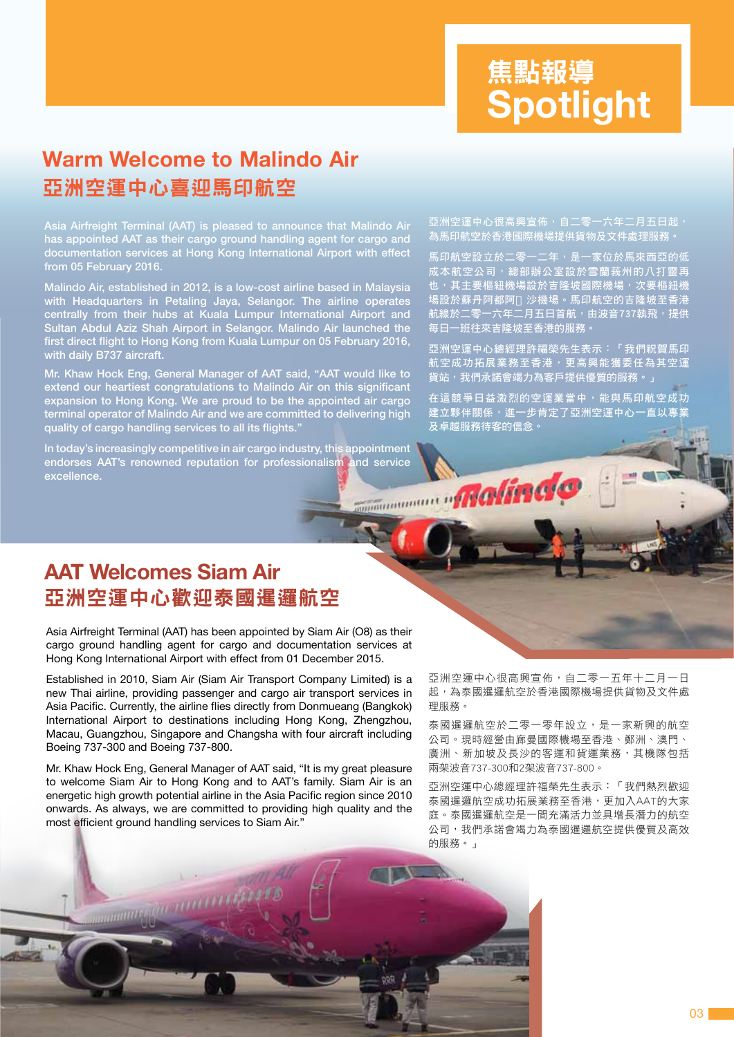# 焦點報導
# Spotlight

## Warm Welcome to Malindo Air
## 亞洲空運中心喜迎馬印航空

Asia Airfreight Terminal (AAT) is pleased to announce that Malindo Air has appointed AAT as their cargo ground handling agent for cargo and documentation services at Hong Kong International Airport with effect from 05 February 2016.

Malindo Air, established in 2012, is a low-cost airline based in Malaysia with Headquarters in Petaling Jaya, Selangor. The airline operates centrally from their hubs at Kuala Lumpur International Airport and Sultan Abdul Aziz Shah Airport in Selangor. Malindo Air launched the first direct flight to Hong Kong from Kuala Lumpur on 05 February 2016, with daily B737 aircraft.

Mr. Khaw Hock Eng, General Manager of AAT said, "AAT would like to extend our heartiest congratulations to Malindo Air on this significant expansion to Hong Kong. We are proud to be the appointed air cargo terminal operator of Malindo Air and we are committed to delivering high quality of cargo handling services to all its flights."

In today's increasingly competitive in air cargo industry, this appointment endorses AAT's renowned reputation for professionalism and service excellence.

亞洲空運中心很高興宣佈，自二零一六年二月五日起，為馬印航空於香港國際機場提供貨物及文件處理服務。

馬印航空設立於二零一二年，是一家位於馬來西亞的低成本航空公司，總部辦公室設於雪蘭莪州的八打靈再也，其主要樞紐機場設於吉隆坡國際機場，次要樞紐機場設於蘇丹阿都阿末沙機場。馬印航空的吉隆坡至香港航線於二零一六年二月五日首航，由波音737執飛，提供每日一班往來吉隆坡至香港的服務。

亞洲空運中心總經理許福榮先生表示：「我們祝賀馬印航空成功拓展業務至香港，更高興能獲委任為其空運貨站，我們承諾會竭力為客戶提供優質的服務。」

在這競爭日益激烈的空運業當中，能與馬印航空成功建立夥伴關係，進一步肯定了亞洲空運中心一直以專業及卓越服務待客的信念。

## AAT Welcomes Siam Air
## 亞洲空運中心歡迎泰國暹邏航空

Asia Airfreight Terminal (AAT) has been appointed by Siam Air (O8) as their cargo ground handling agent for cargo and documentation services at Hong Kong International Airport with effect from 01 December 2015.

Established in 2010, Siam Air (Siam Air Transport Company Limited) is a new Thai airline, providing passenger and cargo air transport services in Asia Pacific. Currently, the airline flies directly from Donmueang (Bangkok) International Airport to destinations including Hong Kong, Zhengzhou, Macau, Guangzhou, Singapore and Changsha with four aircraft including Boeing 737-300 and Boeing 737-800.

Mr. Khaw Hock Eng, General Manager of AAT said, "It is my great pleasure to welcome Siam Air to Hong Kong and to AAT's family. Siam Air is an energetic high growth potential airline in the Asia Pacific region since 2010 onwards. As always, we are committed to providing high quality and the most efficient ground handling services to Siam Air."

亞洲空運中心很高興宣佈，自二零一五年十二月一日起，為泰國暹邏航空於香港國際機場提供貨物及文件處理服務。

泰國暹邏航空於二零一零年設立，是一家新興的航空公司。現時經營由廊曼國際機場至香港、鄭洲、澳門、廣洲、新加坡及長沙的客運和貨運業務，其機隊包括兩架波音737-300和2架波音737-800。

亞洲空運中心總經理許福榮先生表示：「我們熱烈歡迎泰國暹邏航空成功拓展業務至香港，更加入AAT的大家庭。泰國暹邏航空是一間充滿活力並具增長潛力的航空公司，我們承諾會竭力為泰國暹邏航空提供優質及高效的服務。」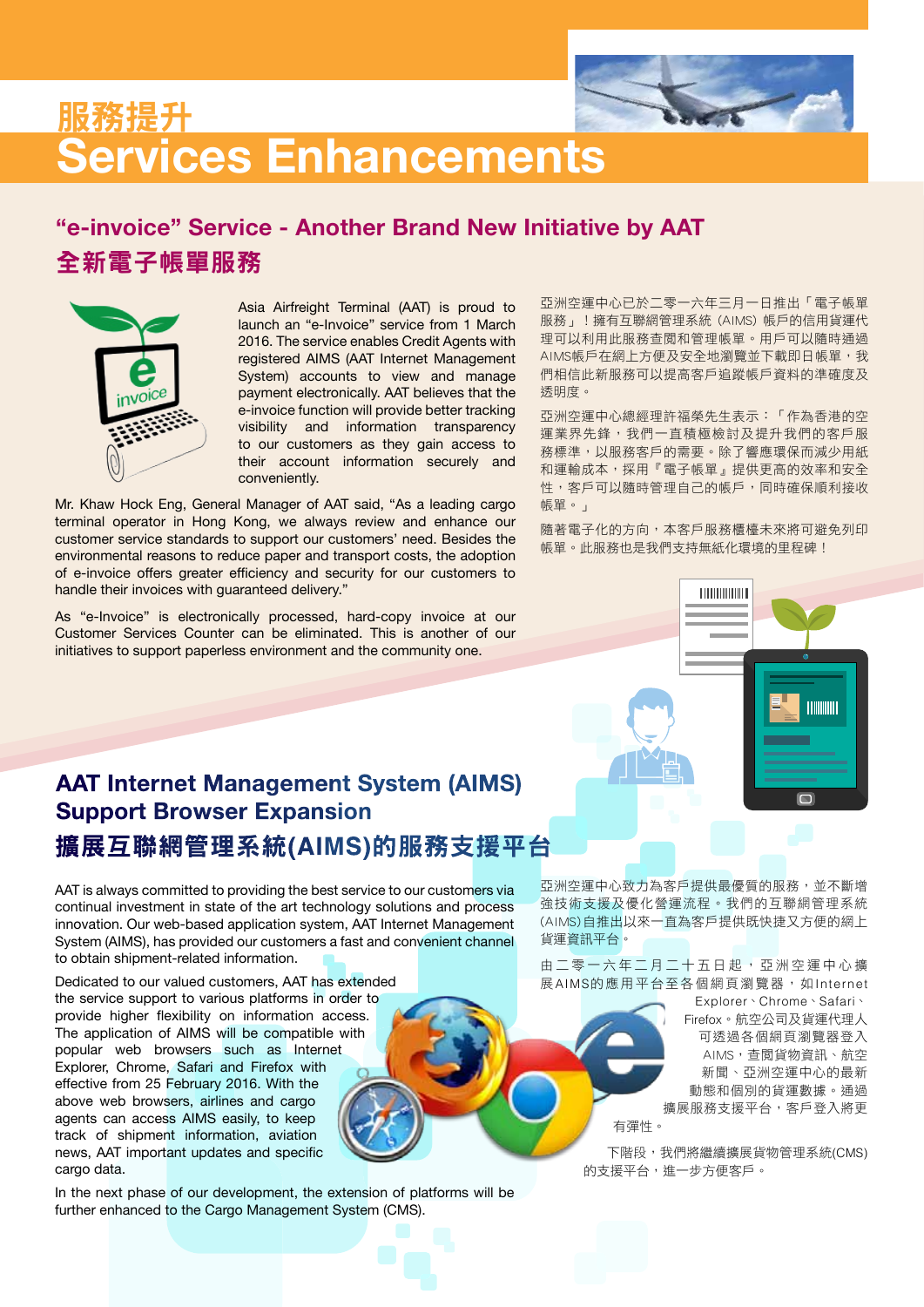# 服務提升
# Services Enhancements

## "e-invoice" Service - Another Brand New Initiative by AAT
## 全新電子帳單服務

Asia Airfreight Terminal (AAT) is proud to launch an "e-Invoice" service from 1 March 2016. The service enables Credit Agents with registered AIMS (AAT Internet Management System) accounts to view and manage payment electronically. AAT believes that the e-invoice function will provide better tracking visibility and information transparency to our customers as they gain access to their account information securely and conveniently.

Mr. Khaw Hock Eng, General Manager of AAT said, "As a leading cargo terminal operator in Hong Kong, we always review and enhance our customer service standards to support our customers' need. Besides the environmental reasons to reduce paper and transport costs, the adoption of e-invoice offers greater efficiency and security for our customers to handle their invoices with guaranteed delivery."

As "e-Invoice" is electronically processed, hard-copy invoice at our Customer Services Counter can be eliminated. This is another of our initiatives to support paperless environment and the community one.

亞洲空運中心已於二零一六年三月一日推出「電子帳單服務」！擁有互聯網管理系統 (AIMS) 帳戶的信用貨運代理可以利用此服務查閱和管理帳單。用戶可以隨時通過AIMS帳戶在網上方便及安全地瀏覽並下載即日帳單，我們相信此新服務可以提高客戶追蹤帳戶資料的準確度及透明度。

亞洲空運中心總經理許福榮先生表示：「作為香港的空運業界先鋒，我們一直積極檢討及提升我們的客戶服務標準，以服務客戶的需要。除了響應環保而減少用紙和運輸成本，採用『電子帳單』提供更高的效率和安全性，客戶可以隨時管理自己的帳戶，同時確保順利接收帳單。」

隨著電子化的方向，本客戶服務櫃檯未來將可避免列印帳單。此服務也是我們支持無紙化環境的里程碑！

## AAT Internet Management System (AIMS) Support Browser Expansion
## 擴展互聯網管理系統(AIMS)的服務支援平台

AAT is always committed to providing the best service to our customers via continual investment in state of the art technology solutions and process innovation. Our web-based application system, AAT Internet Management System (AIMS), has provided our customers a fast and convenient channel to obtain shipment-related information.

Dedicated to our valued customers, AAT has extended the service support to various platforms in order to provide higher flexibility on information access. The application of AIMS will be compatible with popular web browsers such as Internet Explorer, Chrome, Safari and Firefox with effective from 25 February 2016. With the above web browsers, airlines and cargo agents can access AIMS easily, to keep track of shipment information, aviation news, AAT important updates and specific cargo data.

In the next phase of our development, the extension of platforms will be further enhanced to the Cargo Management System (CMS).

亞洲空運中心致力為客戶提供最優質的服務，並不斷增強技術支援及優化營運流程。我們的互聯網管理系統(AIMS)自推出以來一直為客戶提供既快捷又方便的網上貨運資訊平台。

由二零一六年二月二十五日起，亞洲空運中心擴展AIMS的應用平台至各個網頁瀏覽器，如Internet Explorer、Chrome、Safari、Firefox。航空公司及貨運代理人可透過各個網頁瀏覽器登入AIMS，查閱貨物資訊、航空新聞、亞洲空運中心的最新動態和個別的貨運數據。通過擴展服務支援平台，客戶登入將更有彈性。

下階段，我們將繼續擴展貨物管理系統(CMS)的支援平台，進一步方便客戶。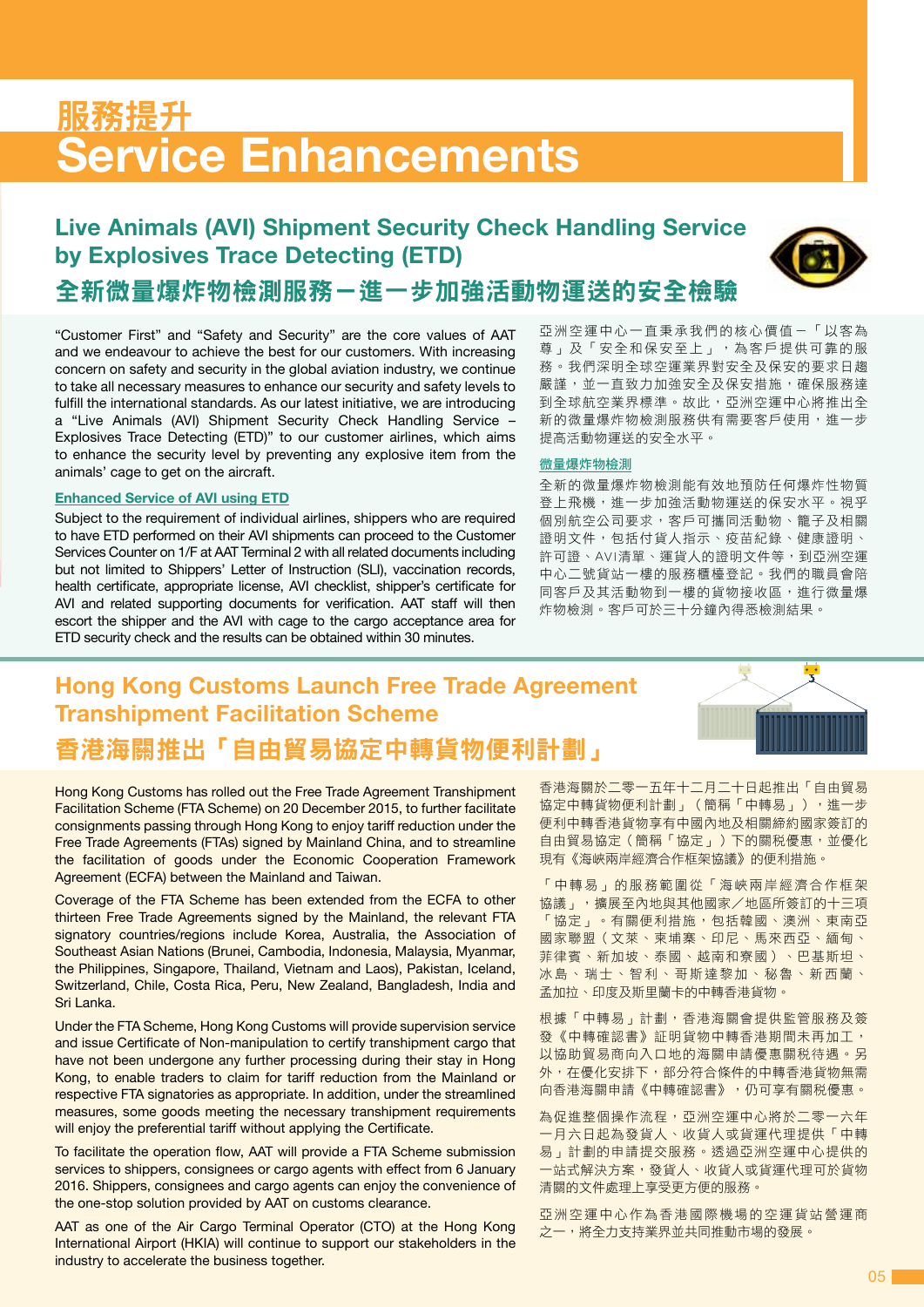# 服務提升
# Service Enhancements

## Live Animals (AVI) Shipment Security Check Handling Service by Explosives Trace Detecting (ETD)

## 全新微量爆炸物檢測服務－進一步加強活動物運送的安全檢驗

"Customer First" and "Safety and Security" are the core values of AAT and we endeavour to achieve the best for our customers. With increasing concern on safety and security in the global aviation industry, we continue to take all necessary measures to enhance our security and safety levels to fulfill the international standards. As our latest initiative, we are introducing a "Live Animals (AVI) Shipment Security Check Handling Service – Explosives Trace Detecting (ETD)" to our customer airlines, which aims to enhance the security level by preventing any explosive item from the animals' cage to get on the aircraft.

### Enhanced Service of AVI using ETD

Subject to the requirement of individual airlines, shippers who are required to have ETD performed on their AVI shipments can proceed to the Customer Services Counter on 1/F at AAT Terminal 2 with all related documents including but not limited to Shippers' Letter of Instruction (SLI), vaccination records, health certificate, appropriate license, AVI checklist, shipper's certificate for AVI and related supporting documents for verification. AAT staff will then escort the shipper and the AVI with cage to the cargo acceptance area for ETD security check and the results can be obtained within 30 minutes.

亞洲空運中心一直秉承我們的核心價值－「以客為尊」及「安全和保安至上」，為客戶提供可靠的服務。我們深明全球空運業界對安全及保安的要求日趨嚴謹，並一直致力加強安全及保安措施，確保服務達到全球航空業界標準。故此，亞洲空運中心將推出全新的微量爆炸物檢測服務供有需要客戶使用，進一步提高活動物運送的安全水平。

### 微量爆炸物檢測

全新的微量爆炸物檢測能有效地預防任何爆炸性物質登上飛機，進一步加強活動物運送的保安水平。視乎個別航空公司要求，客戶可攜同活動物、籠子及相關證明文件，包括付貨人指示、疫苗紀錄、健康證明、許可證、AVI清單、運貨人的證明文件等，到亞洲空運中心二號貨站一樓的服務櫃檯登記。我們的職員會陪同客戶及其活動物到一樓的貨物接收區，進行微量爆炸物檢測。客戶可於三十分鐘內得悉檢測結果。

## Hong Kong Customs Launch Free Trade Agreement Transhipment Facilitation Scheme

## 香港海關推出「自由貿易協定中轉貨物便利計劃」

Hong Kong Customs has rolled out the Free Trade Agreement Transhipment Facilitation Scheme (FTA Scheme) on 20 December 2015, to further facilitate consignments passing through Hong Kong to enjoy tariff reduction under the Free Trade Agreements (FTAs) signed by Mainland China, and to streamline the facilitation of goods under the Economic Cooperation Framework Agreement (ECFA) between the Mainland and Taiwan.

Coverage of the FTA Scheme has been extended from the ECFA to other thirteen Free Trade Agreements signed by the Mainland, the relevant FTA signatory countries/regions include Korea, Australia, the Association of Southeast Asian Nations (Brunei, Cambodia, Indonesia, Malaysia, Myanmar, the Philippines, Singapore, Thailand, Vietnam and Laos), Pakistan, Iceland, Switzerland, Chile, Costa Rica, Peru, New Zealand, Bangladesh, India and Sri Lanka.

Under the FTA Scheme, Hong Kong Customs will provide supervision service and issue Certificate of Non-manipulation to certify transhipment cargo that have not been undergone any further processing during their stay in Hong Kong, to enable traders to claim for tariff reduction from the Mainland or respective FTA signatories as appropriate. In addition, under the streamlined measures, some goods meeting the necessary transhipment requirements will enjoy the preferential tariff without applying the Certificate.

To facilitate the operation flow, AAT will provide a FTA Scheme submission services to shippers, consignees or cargo agents with effect from 6 January 2016. Shippers, consignees and cargo agents can enjoy the convenience of the one-stop solution provided by AAT on customs clearance.

AAT as one of the Air Cargo Terminal Operator (CTO) at the Hong Kong International Airport (HKIA) will continue to support our stakeholders in the industry to accelerate the business together.

香港海關於二零一五年十二月二十日起推出「自由貿易協定中轉貨物便利計劃」（簡稱「中轉易」），進一步便利中轉香港貨物享有中國內地及相關締約國家簽訂的自由貿易協定（簡稱「協定」）下的關稅優惠，並優化現有《海峽兩岸經濟合作框架協議》的便利措施。

「中轉易」的服務範圍從「海峽兩岸經濟合作框架協議」，擴展至內地與其他國家／地區所簽訂的十三項「協定」。有關便利措施，包括韓國、澳洲、東南亞國家聯盟（文萊、柬埔寨、印尼、馬來西亞、緬甸、菲律賓、新加坡、泰國、越南和寮國）、巴基斯坦、冰島、瑞士、智利、哥斯達黎加、秘魯、新西蘭、孟加拉、印度及斯里蘭卡的中轉香港貨物。

根據「中轉易」計劃，香港海關會提供監管服務及簽發《中轉確認書》證明貨物中轉香港期間未再加工，以協助貿易商向入口地的海關申請優惠關稅待遇。另外，在優化安排下，部分符合條件的中轉香港貨物無需向香港海關申請《中轉確認書》，仍可享有關稅優惠。

為促進整個操作流程，亞洲空運中心將於二零一六年一月六日起為發貨人、收貨人或貨運代理提供「中轉易」計劃的申請提交服務。透過亞洲空運中心提供的一站式解決方案，發貨人、收貨人或貨運代理可於貨物清關的文件處理上享受更方便的服務。

亞洲空運中心作為香港國際機場的空運貨站營運商之一，將全力支持業界並共同推動市場的發展。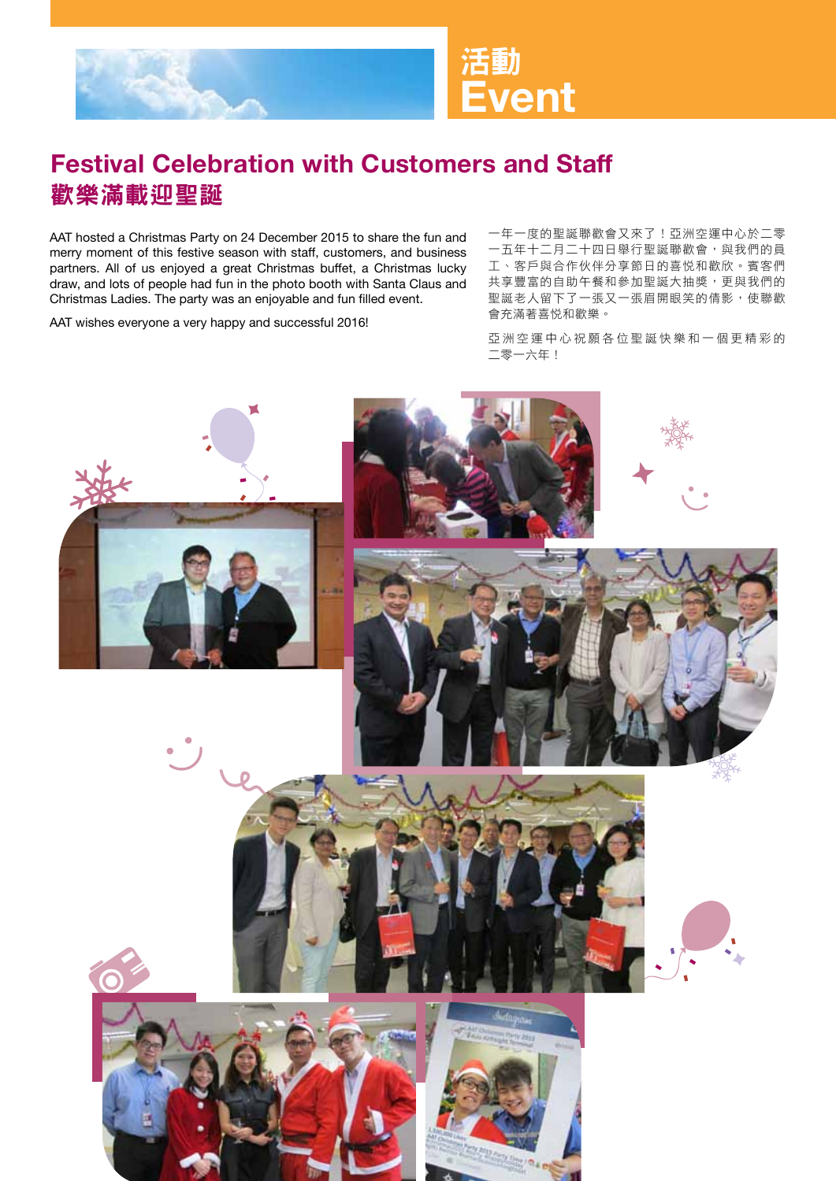# 活動
# Event

## Festival Celebration with Customers and Staff
## 歡樂滿載迎聖誕

AAT hosted a Christmas Party on 24 December 2015 to share the fun and merry moment of this festive season with staff, customers, and business partners. All of us enjoyed a great Christmas buffet, a Christmas lucky draw, and lots of people had fun in the photo booth with Santa Claus and Christmas Ladies. The party was an enjoyable and fun filled event.

AAT wishes everyone a very happy and successful 2016!

一年一度的聖誕聯歡會又來了！亞洲空運中心於二零一五年十二月二十四日舉行聖誕聯歡會，與我們的員工、客戶與合作伙伴分享節日的喜悅和歡欣。賓客們共享豐富的自助午餐和參加聖誕大抽獎，更與我們的聖誕老人留下了一張又一張眉開眼笑的倩影，使聯歡會充滿著喜悅和歡樂。

亞洲空運中心祝願各位聖誕快樂和一個更精彩的二零一六年！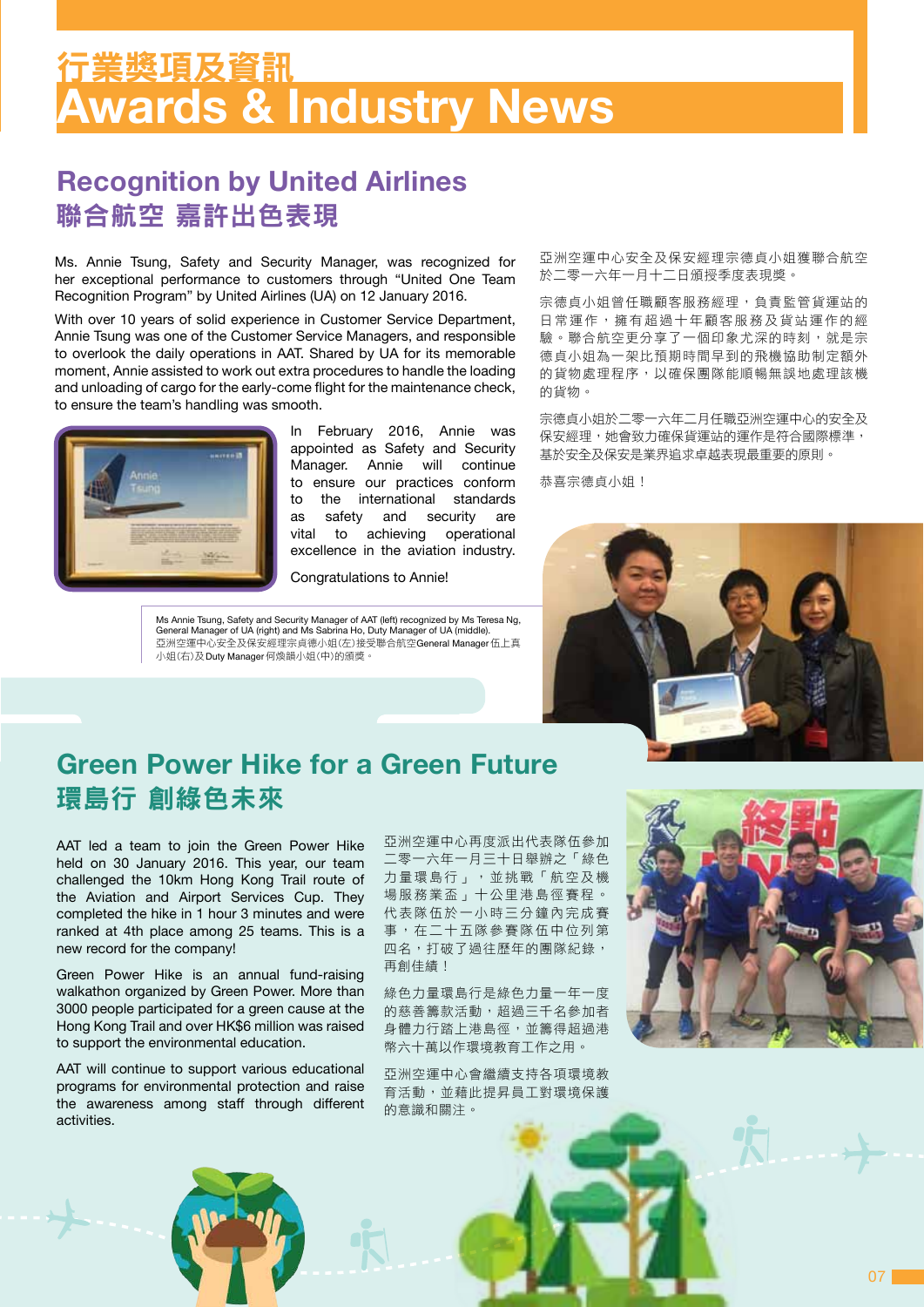# 行業獎項及資訊
# Awards & Industry News

## Recognition by United Airlines
## 聯合航空 嘉許出色表現

Ms. Annie Tsung, Safety and Security Manager, was recognized for her exceptional performance to customers through "United One Team Recognition Program" by United Airlines (UA) on 12 January 2016.

With over 10 years of solid experience in Customer Service Department, Annie Tsung was one of the Customer Service Managers, and responsible to overlook the daily operations in AAT. Shared by UA for its memorable moment, Annie assisted to work out extra procedures to handle the loading and unloading of cargo for the early-come flight for the maintenance check, to ensure the team's handling was smooth.

In February 2016, Annie was appointed as Safety and Security Manager. Annie will continue to ensure our practices conform to the international standards as safety and security are vital to achieving operational excellence in the aviation industry.

Congratulations to Annie!

Ms Annie Tsung, Safety and Security Manager of AAT (left) recognized by Ms Teresa Ng, General Manager of UA (right) and Ms Sabrina Ho, Duty Manager of UA (middle).
亞洲空運中心安全及保安經理宗貞德小姐(左)接受聯合航空General Manager伍上真小姐(右)及Duty Manager何煥韻小姐(中)的頒獎。

亞洲空運中心安全及保安經理宗德貞小姐獲聯合航空於二零一六年一月十二日頒授季度表現獎。

宗德貞小姐曾任職顧客服務經理，負責監管貨運站的日常運作，擁有超過十年顧客服務及貨站運作的經驗。聯合航空更分享了一個印象尤深的時刻，就是宗德貞小姐為一架比預期時間早到的飛機協助制定額外的貨物處理程序，以確保團隊能順暢無誤地處理該機的貨物。

宗德貞小姐於二零一六年二月任職亞洲空運中心的安全及保安經理，她會致力確保貨運站的運作是符合國際標準，基於安全及保安是業界追求卓越表現最重要的原則。

恭喜宗德貞小姐！

## Green Power Hike for a Green Future
## 環島行 創綠色未來

AAT led a team to join the Green Power Hike held on 30 January 2016. This year, our team challenged the 10km Hong Kong Trail route of the Aviation and Airport Services Cup. They completed the hike in 1 hour 3 minutes and were ranked at 4th place among 25 teams. This is a new record for the company!

Green Power Hike is an annual fund-raising walkathon organized by Green Power. More than 3000 people participated for a green cause at the Hong Kong Trail and over HK$6 million was raised to support the environmental education.

AAT will continue to support various educational programs for environmental protection and raise the awareness among staff through different activities.

亞洲空運中心再度派出代表隊伍參加二零一六年一月三十日舉辦之「綠色力量環島行」，並挑戰「航空及機場服務業盃」十公里港島徑賽程。代表隊伍於一小時三分鐘內完成賽事，在二十五隊參賽隊伍中位列第四名，打破了過往歷年的團隊紀錄，再創佳績！

綠色力量環島行是綠色力量一年一度的慈善籌款活動，超過三千名參加者身體力行踏上港島徑，並籌得超過港幣六十萬以作環境教育工作之用。

亞洲空運中心會繼續支持各項環境教育活動，並藉此提昇員工對環境保護的意識和關注。